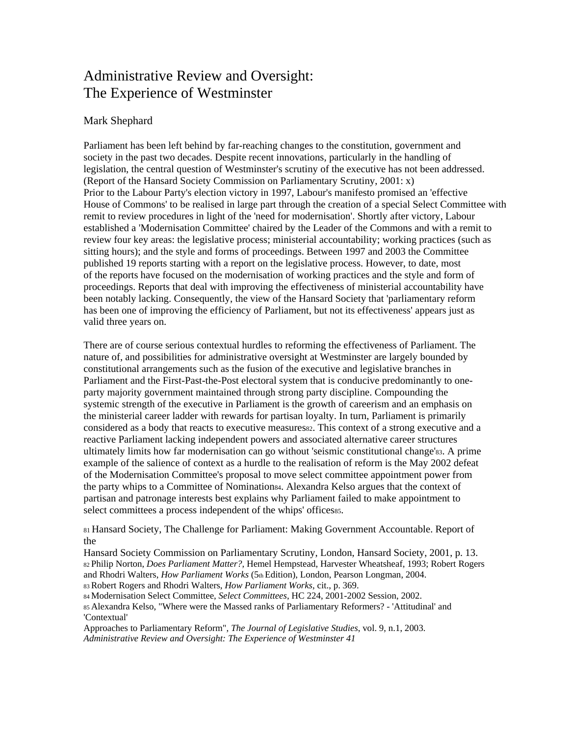# Administrative Review and Oversight: The Experience of Westminster

Mark Shephard

Parliament has been left behind by far-reaching changes to the constitution, government and society in the past two decades. Despite recent innovations, particularly in the handling of legislation, the central question of Westminster's scrutiny of the executive has not been addressed. (Report of the Hansard Society Commission on Parliamentary Scrutiny, 2001: x)

Prior to the Labour Party's election victory in 1997, Labour's manifesto promised an 'effective House of Commons' to be realised in large part through the creation of a special Select Committee with remit to review procedures in light of the 'need for modernisation'. Shortly after victory, Labour established a 'Modernisation Committee' chaired by the Leader of the Commons and with a remit to review four key areas: the legislative process; ministerial accountability; working practices (such as sitting hours); and the style and forms of proceedings. Between 1997 and 2003 the Committee published 19 reports starting with a report on the legislative process. However, to date, most of the reports have focused on the modernisation of working practices and the style and form of proceedings. Reports that deal with improving the effectiveness of ministerial accountability have been notably lacking. Consequently, the view of the Hansard Society that 'parliamentary reform has been one of improving the efficiency of Parliament, but not its effectiveness' appears just as valid three years on.

There are of course serious contextual hurdles to reforming the effectiveness of Parliament. The nature of, and possibilities for administrative oversight at Westminster are largely bounded by constitutional arrangements such as the fusion of the executive and legislative branches in Parliament and the First-Past-the-Post electoral system that is conducive predominantly to one-party majority government maintained through strong party discipline. Compounding the systemic strength of the executive in Parliament is the growth of careerism and an emphasis on the ministerial career ladder with rewards for partisan loyalty. In turn, Parliament is primarily considered as a body that reacts to executive measures[82]. This context of a strong executive and a reactive Parliament lacking independent powers and associated alternative career structures ultimately limits how far modernisation can go without 'seismic constitutional change'[83]. A prime example of the salience of context as a hurdle to the realisation of reform is the May 2002 defeat of the Modernisation Committee's proposal to move select committee appointment power from the party whips to a Committee of Nomination[84]. Alexandra Kelso argues that the context of partisan and patronage interests best explains why Parliament failed to make appointment to select committees a process independent of the whips' offices[85].

[81] Hansard Society, The Challenge for Parliament: Making Government Accountable. Report of the Hansard Society Commission on Parliamentary Scrutiny, London, Hansard Society, 2001, p. 13.

[82] Philip Norton, *Does Parliament Matter?*, Hemel Hempstead, Harvester Wheatsheaf, 1993; Robert Rogers and Rhodri Walters, *How Parliament Works* (5th Edition), London, Pearson Longman, 2004.

[83] Robert Rogers and Rhodri Walters, *How Parliament Works*, cit., p. 369.

[84] Modernisation Select Committee, *Select Committees*, HC 224, 2001-2002 Session, 2002.

[85] Alexandra Kelso, "Where were the Massed ranks of Parliamentary Reformers? - 'Attitudinal' and 'Contextual' Approaches to Parliamentary Reform", *The Journal of Legislative Studies*, vol. 9, n.1, 2003.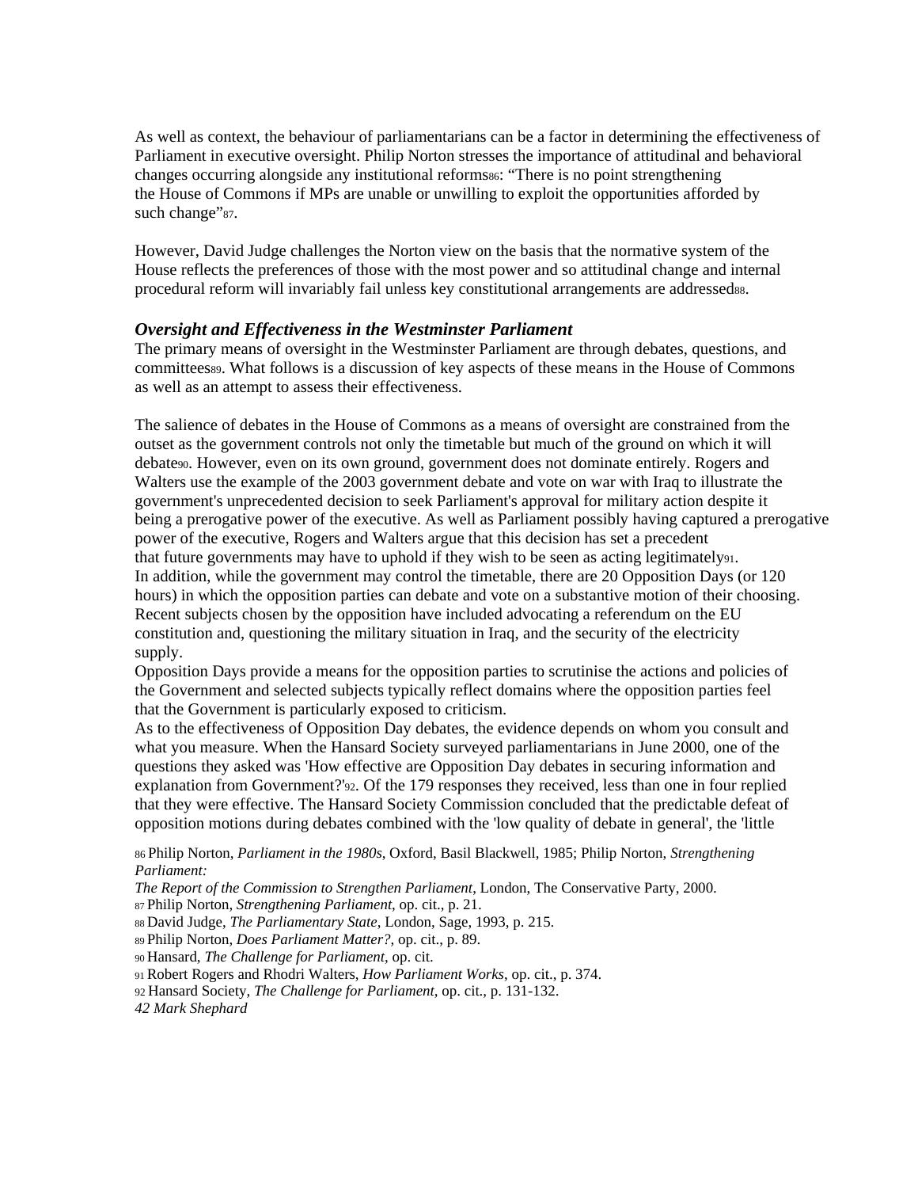As well as context, the behaviour of parliamentarians can be a factor in determining the effectiveness of Parliament in executive oversight. Philip Norton stresses the importance of attitudinal and behavioral changes occurring alongside any institutional reforms[86]: "There is no point strengthening the House of Commons if MPs are unable or unwilling to exploit the opportunities afforded by such change"[87].

However, David Judge challenges the Norton view on the basis that the normative system of the House reflects the preferences of those with the most power and so attitudinal change and internal procedural reform will invariably fail unless key constitutional arrangements are addressed[88].

### *Oversight and Effectiveness in the Westminster Parliament*

The primary means of oversight in the Westminster Parliament are through debates, questions, and committees[89]. What follows is a discussion of key aspects of these means in the House of Commons as well as an attempt to assess their effectiveness.

The salience of debates in the House of Commons as a means of oversight are constrained from the outset as the government controls not only the timetable but much of the ground on which it will debate[90]. However, even on its own ground, government does not dominate entirely. Rogers and Walters use the example of the 2003 government debate and vote on war with Iraq to illustrate the government's unprecedented decision to seek Parliament's approval for military action despite it being a prerogative power of the executive. As well as Parliament possibly having captured a prerogative power of the executive, Rogers and Walters argue that this decision has set a precedent that future governments may have to uphold if they wish to be seen as acting legitimately[91].
In addition, while the government may control the timetable, there are 20 Opposition Days (or 120 hours) in which the opposition parties can debate and vote on a substantive motion of their choosing. Recent subjects chosen by the opposition have included advocating a referendum on the EU constitution and, questioning the military situation in Iraq, and the security of the electricity supply.
Opposition Days provide a means for the opposition parties to scrutinise the actions and policies of the Government and selected subjects typically reflect domains where the opposition parties feel that the Government is particularly exposed to criticism.
As to the effectiveness of Opposition Day debates, the evidence depends on whom you consult and what you measure. When the Hansard Society surveyed parliamentarians in June 2000, one of the questions they asked was 'How effective are Opposition Day debates in securing information and explanation from Government?'[92]. Of the 179 responses they received, less than one in four replied that they were effective. The Hansard Society Commission concluded that the predictable defeat of opposition motions during debates combined with the 'low quality of debate in general', the 'little

[86] Philip Norton, *Parliament in the 1980s*, Oxford, Basil Blackwell, 1985; Philip Norton, *Strengthening Parliament: The Report of the Commission to Strengthen Parliament*, London, The Conservative Party, 2000.
[87] Philip Norton, *Strengthening Parliament*, op. cit., p. 21.
[88] David Judge, *The Parliamentary State*, London, Sage, 1993, p. 215.
[89] Philip Norton, *Does Parliament Matter?*, op. cit., p. 89.
[90] Hansard, *The Challenge for Parliament*, op. cit.
[91] Robert Rogers and Rhodri Walters, *How Parliament Works*, op. cit., p. 374.
[92] Hansard Society, *The Challenge for Parliament*, op. cit., p. 131-132.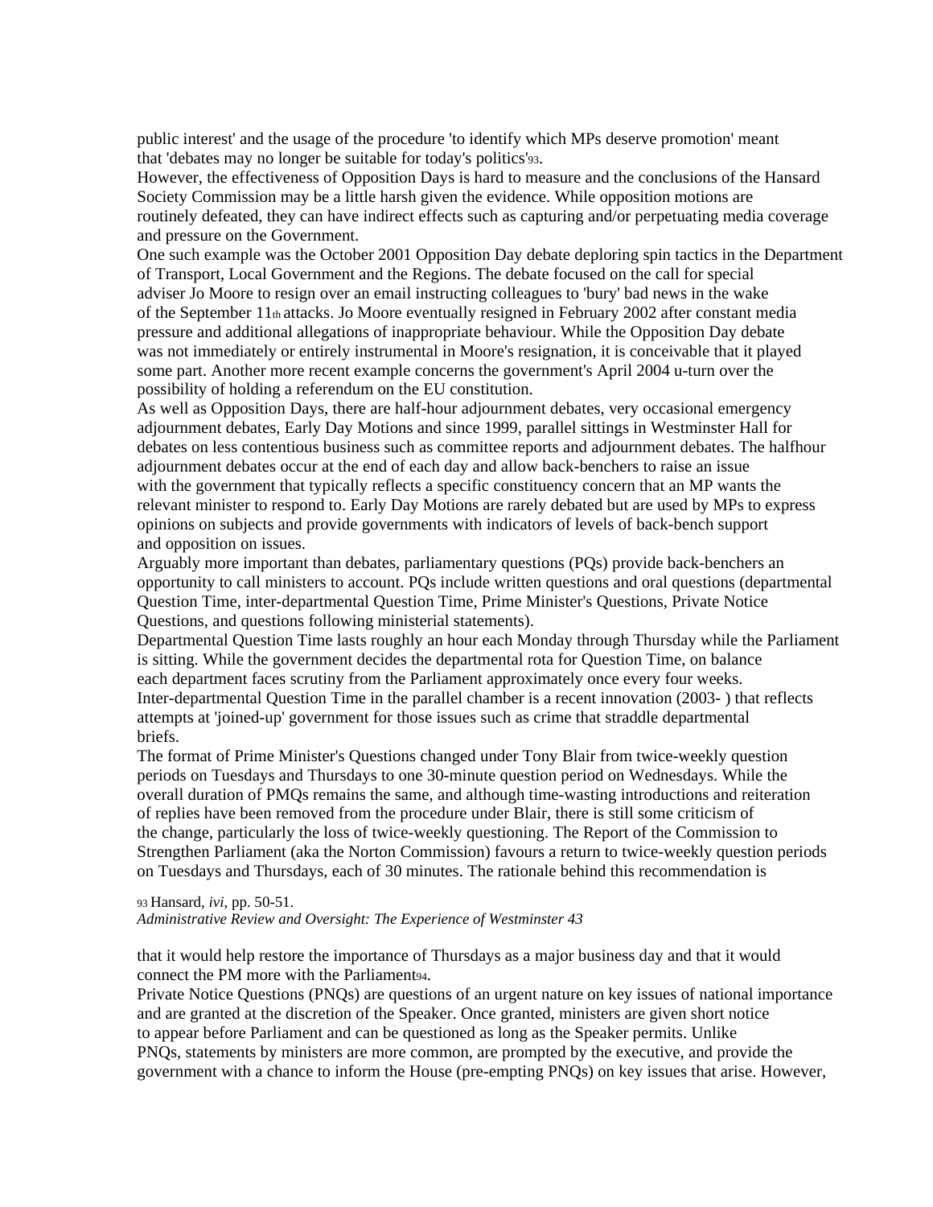public interest' and the usage of the procedure 'to identify which MPs deserve promotion' meant that 'debates may no longer be suitable for today's politics'[93].

However, the effectiveness of Opposition Days is hard to measure and the conclusions of the Hansard Society Commission may be a little harsh given the evidence. While opposition motions are routinely defeated, they can have indirect effects such as capturing and/or perpetuating media coverage and pressure on the Government.

One such example was the October 2001 Opposition Day debate deploring spin tactics in the Department of Transport, Local Government and the Regions. The debate focused on the call for special adviser Jo Moore to resign over an email instructing colleagues to 'bury' bad news in the wake of the September 11th attacks. Jo Moore eventually resigned in February 2002 after constant media pressure and additional allegations of inappropriate behaviour. While the Opposition Day debate was not immediately or entirely instrumental in Moore's resignation, it is conceivable that it played some part. Another more recent example concerns the government's April 2004 u-turn over the possibility of holding a referendum on the EU constitution.

As well as Opposition Days, there are half-hour adjournment debates, very occasional emergency adjournment debates, Early Day Motions and since 1999, parallel sittings in Westminster Hall for debates on less contentious business such as committee reports and adjournment debates. The halfhour adjournment debates occur at the end of each day and allow back-benchers to raise an issue with the government that typically reflects a specific constituency concern that an MP wants the relevant minister to respond to. Early Day Motions are rarely debated but are used by MPs to express opinions on subjects and provide governments with indicators of levels of back-bench support and opposition on issues.

Arguably more important than debates, parliamentary questions (PQs) provide back-benchers an opportunity to call ministers to account. PQs include written questions and oral questions (departmental Question Time, inter-departmental Question Time, Prime Minister's Questions, Private Notice Questions, and questions following ministerial statements).

Departmental Question Time lasts roughly an hour each Monday through Thursday while the Parliament is sitting. While the government decides the departmental rota for Question Time, on balance each department faces scrutiny from the Parliament approximately once every four weeks.

Inter-departmental Question Time in the parallel chamber is a recent innovation (2003- ) that reflects attempts at 'joined-up' government for those issues such as crime that straddle departmental briefs.

The format of Prime Minister's Questions changed under Tony Blair from twice-weekly question periods on Tuesdays and Thursdays to one 30-minute question period on Wednesdays. While the overall duration of PMQs remains the same, and although time-wasting introductions and reiteration of replies have been removed from the procedure under Blair, there is still some criticism of the change, particularly the loss of twice-weekly questioning. The Report of the Commission to Strengthen Parliament (aka the Norton Commission) favours a return to twice-weekly question periods on Tuesdays and Thursdays, each of 30 minutes. The rationale behind this recommendation is that it would help restore the importance of Thursdays as a major business day and that it would connect the PM more with the Parliament[94].

Private Notice Questions (PNQs) are questions of an urgent nature on key issues of national importance and are granted at the discretion of the Speaker. Once granted, ministers are given short notice to appear before Parliament and can be questioned as long as the Speaker permits. Unlike PNQs, statements by ministers are more common, are prompted by the executive, and provide the government with a chance to inform the House (pre-empting PNQs) on key issues that arise. However,

[93] Hansard, *ivi*, pp. 50-51.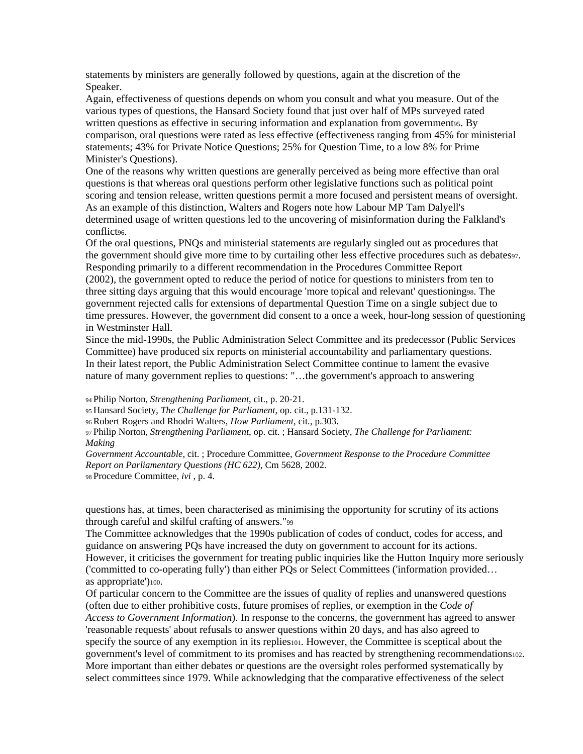statements by ministers are generally followed by questions, again at the discretion of the Speaker.

Again, effectiveness of questions depends on whom you consult and what you measure. Out of the various types of questions, the Hansard Society found that just over half of MPs surveyed rated written questions as effective in securing information and explanation from government[95]. By comparison, oral questions were rated as less effective (effectiveness ranging from 45% for ministerial statements; 43% for Private Notice Questions; 25% for Question Time, to a low 8% for Prime Minister's Questions).

One of the reasons why written questions are generally perceived as being more effective than oral questions is that whereas oral questions perform other legislative functions such as political point scoring and tension release, written questions permit a more focused and persistent means of oversight. As an example of this distinction, Walters and Rogers note how Labour MP Tam Dalyell's determined usage of written questions led to the uncovering of misinformation during the Falkland's conflict[96].

Of the oral questions, PNQs and ministerial statements are regularly singled out as procedures that the government should give more time to by curtailing other less effective procedures such as debates[97]. Responding primarily to a different recommendation in the Procedures Committee Report (2002), the government opted to reduce the period of notice for questions to ministers from ten to three sitting days arguing that this would encourage 'more topical and relevant' questioning[98]. The government rejected calls for extensions of departmental Question Time on a single subject due to time pressures. However, the government did consent to a once a week, hour-long session of questioning in Westminster Hall.

Since the mid-1990s, the Public Administration Select Committee and its predecessor (Public Services Committee) have produced six reports on ministerial accountability and parliamentary questions. In their latest report, the Public Administration Select Committee continue to lament the evasive nature of many government replies to questions: "…the government's approach to answering questions has, at times, been characterised as minimising the opportunity for scrutiny of its actions through careful and skilful crafting of answers."[99]

The Committee acknowledges that the 1990s publication of codes of conduct, codes for access, and guidance on answering PQs have increased the duty on government to account for its actions. However, it criticises the government for treating public inquiries like the Hutton Inquiry more seriously ('committed to co-operating fully') than either PQs or Select Committees ('information provided… as appropriate')[100].

Of particular concern to the Committee are the issues of quality of replies and unanswered questions (often due to either prohibitive costs, future promises of replies, or exemption in the *Code of Access to Government Information*). In response to the concerns, the government has agreed to answer 'reasonable requests' about refusals to answer questions within 20 days, and has also agreed to specify the source of any exemption in its replies[101]. However, the Committee is sceptical about the government's level of commitment to its promises and has reacted by strengthening recommendations[102].

More important than either debates or questions are the oversight roles performed systematically by select committees since 1979. While acknowledging that the comparative effectiveness of the select

---

[94] Philip Norton, *Strengthening Parliament*, cit., p. 20-21.

[95] Hansard Society, *The Challenge for Parliament*, op. cit., p.131-132.

[96] Robert Rogers and Rhodri Walters, *How Parliament*, cit., p.303.

[97] Philip Norton, *Strengthening Parliament*, op. cit. ; Hansard Society, *The Challenge for Parliament: Making Government Accountable*, cit. ; Procedure Committee, *Government Response to the Procedure Committee Report on Parliamentary Questions (HC 622)*, Cm 5628, 2002.

[98] Procedure Committee, *ivi* , p. 4.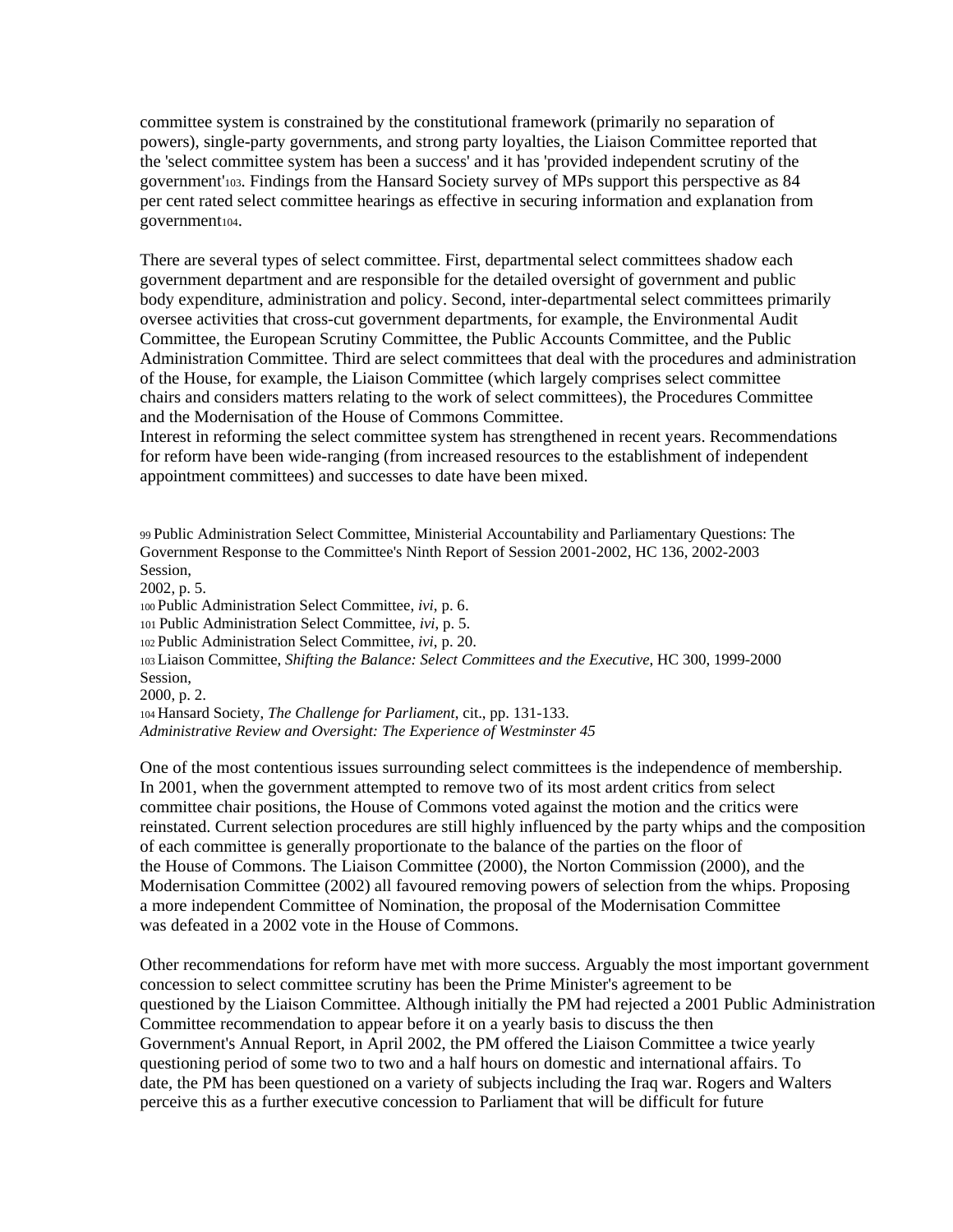committee system is constrained by the constitutional framework (primarily no separation of powers), single-party governments, and strong party loyalties, the Liaison Committee reported that the 'select committee system has been a success' and it has 'provided independent scrutiny of the government'[103]. Findings from the Hansard Society survey of MPs support this perspective as 84 per cent rated select committee hearings as effective in securing information and explanation from government[104].

There are several types of select committee. First, departmental select committees shadow each government department and are responsible for the detailed oversight of government and public body expenditure, administration and policy. Second, inter-departmental select committees primarily oversee activities that cross-cut government departments, for example, the Environmental Audit Committee, the European Scrutiny Committee, the Public Accounts Committee, and the Public Administration Committee. Third are select committees that deal with the procedures and administration of the House, for example, the Liaison Committee (which largely comprises select committee chairs and considers matters relating to the work of select committees), the Procedures Committee and the Modernisation of the House of Commons Committee.

Interest in reforming the select committee system has strengthened in recent years. Recommendations for reform have been wide-ranging (from increased resources to the establishment of independent appointment committees) and successes to date have been mixed.

[99] Public Administration Select Committee, Ministerial Accountability and Parliamentary Questions: The Government Response to the Committee's Ninth Report of Session 2001-2002, HC 136, 2002-2003 Session, 2002, p. 5.

[100] Public Administration Select Committee, *ivi*, p. 6.

[101] Public Administration Select Committee, *ivi*, p. 5.

[102] Public Administration Select Committee, *ivi*, p. 20.

[103] Liaison Committee, *Shifting the Balance: Select Committees and the Executive*, HC 300, 1999-2000 Session, 2000, p. 2.

[104] Hansard Society, *The Challenge for Parliament*, cit., pp. 131-133.

One of the most contentious issues surrounding select committees is the independence of membership. In 2001, when the government attempted to remove two of its most ardent critics from select committee chair positions, the House of Commons voted against the motion and the critics were reinstated. Current selection procedures are still highly influenced by the party whips and the composition of each committee is generally proportionate to the balance of the parties on the floor of the House of Commons. The Liaison Committee (2000), the Norton Commission (2000), and the Modernisation Committee (2002) all favoured removing powers of selection from the whips. Proposing a more independent Committee of Nomination, the proposal of the Modernisation Committee was defeated in a 2002 vote in the House of Commons.

Other recommendations for reform have met with more success. Arguably the most important government concession to select committee scrutiny has been the Prime Minister's agreement to be questioned by the Liaison Committee. Although initially the PM had rejected a 2001 Public Administration Committee recommendation to appear before it on a yearly basis to discuss the then Government's Annual Report, in April 2002, the PM offered the Liaison Committee a twice yearly questioning period of some two to two and a half hours on domestic and international affairs. To date, the PM has been questioned on a variety of subjects including the Iraq war. Rogers and Walters perceive this as a further executive concession to Parliament that will be difficult for future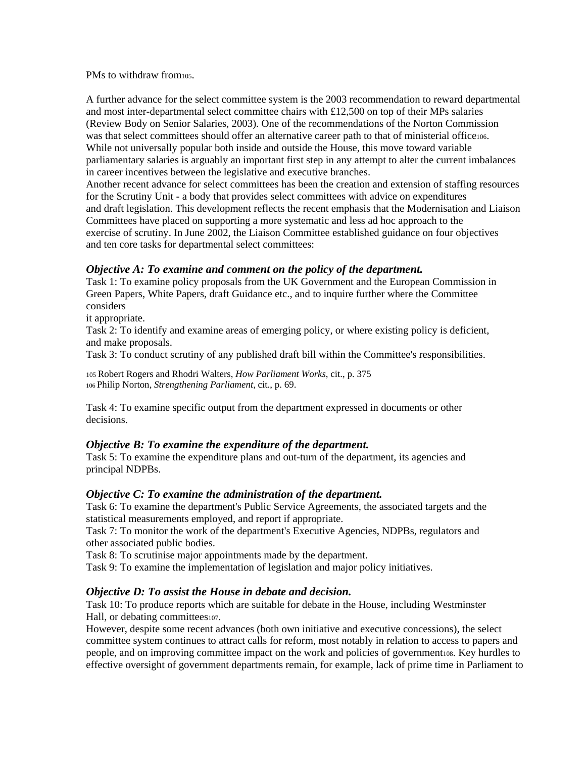PMs to withdraw from[105].

A further advance for the select committee system is the 2003 recommendation to reward departmental and most inter-departmental select committee chairs with £12,500 on top of their MPs salaries (Review Body on Senior Salaries, 2003). One of the recommendations of the Norton Commission was that select committees should offer an alternative career path to that of ministerial office[106]. While not universally popular both inside and outside the House, this move toward variable parliamentary salaries is arguably an important first step in any attempt to alter the current imbalances in career incentives between the legislative and executive branches.

Another recent advance for select committees has been the creation and extension of staffing resources for the Scrutiny Unit - a body that provides select committees with advice on expenditures and draft legislation. This development reflects the recent emphasis that the Modernisation and Liaison Committees have placed on supporting a more systematic and less ad hoc approach to the exercise of scrutiny. In June 2002, the Liaison Committee established guidance on four objectives and ten core tasks for departmental select committees:

***Objective A: To examine and comment on the policy of the department.***

Task 1: To examine policy proposals from the UK Government and the European Commission in Green Papers, White Papers, draft Guidance etc., and to inquire further where the Committee considers it appropriate.

Task 2: To identify and examine areas of emerging policy, or where existing policy is deficient, and make proposals.

Task 3: To conduct scrutiny of any published draft bill within the Committee's responsibilities.

[105] Robert Rogers and Rhodri Walters, *How Parliament Works*, cit., p. 375
[106] Philip Norton, *Strengthening Parliament*, cit., p. 69.

Task 4: To examine specific output from the department expressed in documents or other decisions.

***Objective B: To examine the expenditure of the department.***

Task 5: To examine the expenditure plans and out-turn of the department, its agencies and principal NDPBs.

***Objective C: To examine the administration of the department.***

Task 6: To examine the department's Public Service Agreements, the associated targets and the statistical measurements employed, and report if appropriate.

Task 7: To monitor the work of the department's Executive Agencies, NDPBs, regulators and other associated public bodies.

Task 8: To scrutinise major appointments made by the department.

Task 9: To examine the implementation of legislation and major policy initiatives.

***Objective D: To assist the House in debate and decision.***

Task 10: To produce reports which are suitable for debate in the House, including Westminster Hall, or debating committees[107].

However, despite some recent advances (both own initiative and executive concessions), the select committee system continues to attract calls for reform, most notably in relation to access to papers and people, and on improving committee impact on the work and policies of government[108]. Key hurdles to effective oversight of government departments remain, for example, lack of prime time in Parliament to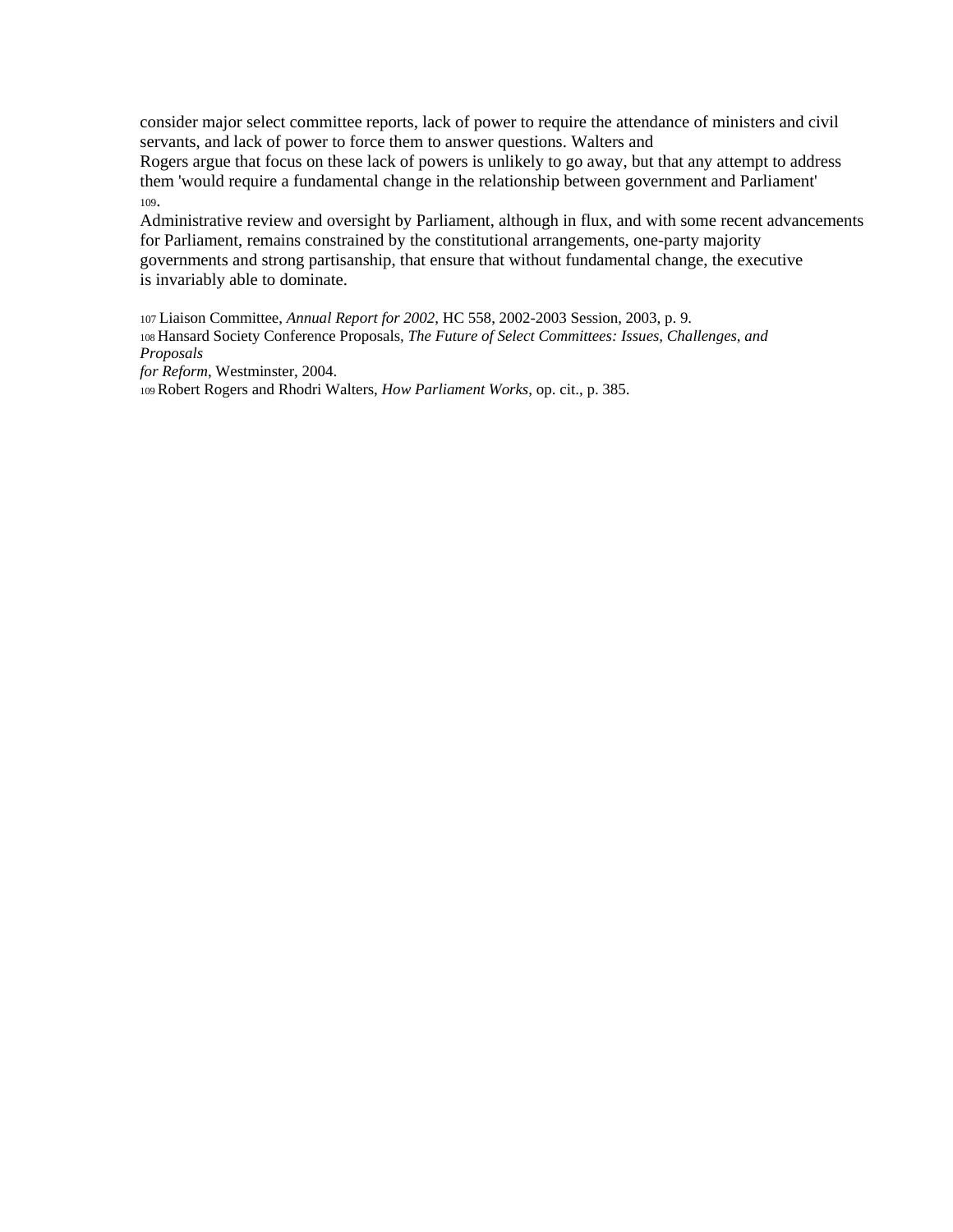consider major select committee reports, lack of power to require the attendance of ministers and civil servants, and lack of power to force them to answer questions. Walters and Rogers argue that focus on these lack of powers is unlikely to go away, but that any attempt to address them 'would require a fundamental change in the relationship between government and Parliament'[109].

Administrative review and oversight by Parliament, although in flux, and with some recent advancements for Parliament, remains constrained by the constitutional arrangements, one-party majority governments and strong partisanship, that ensure that without fundamental change, the executive is invariably able to dominate.

[107] Liaison Committee, *Annual Report for 2002*, HC 558, 2002-2003 Session, 2003, p. 9.

[108] Hansard Society Conference Proposals, *The Future of Select Committees: Issues, Challenges, and Proposals for Reform*, Westminster, 2004.

[109] Robert Rogers and Rhodri Walters, *How Parliament Works*, op. cit., p. 385.